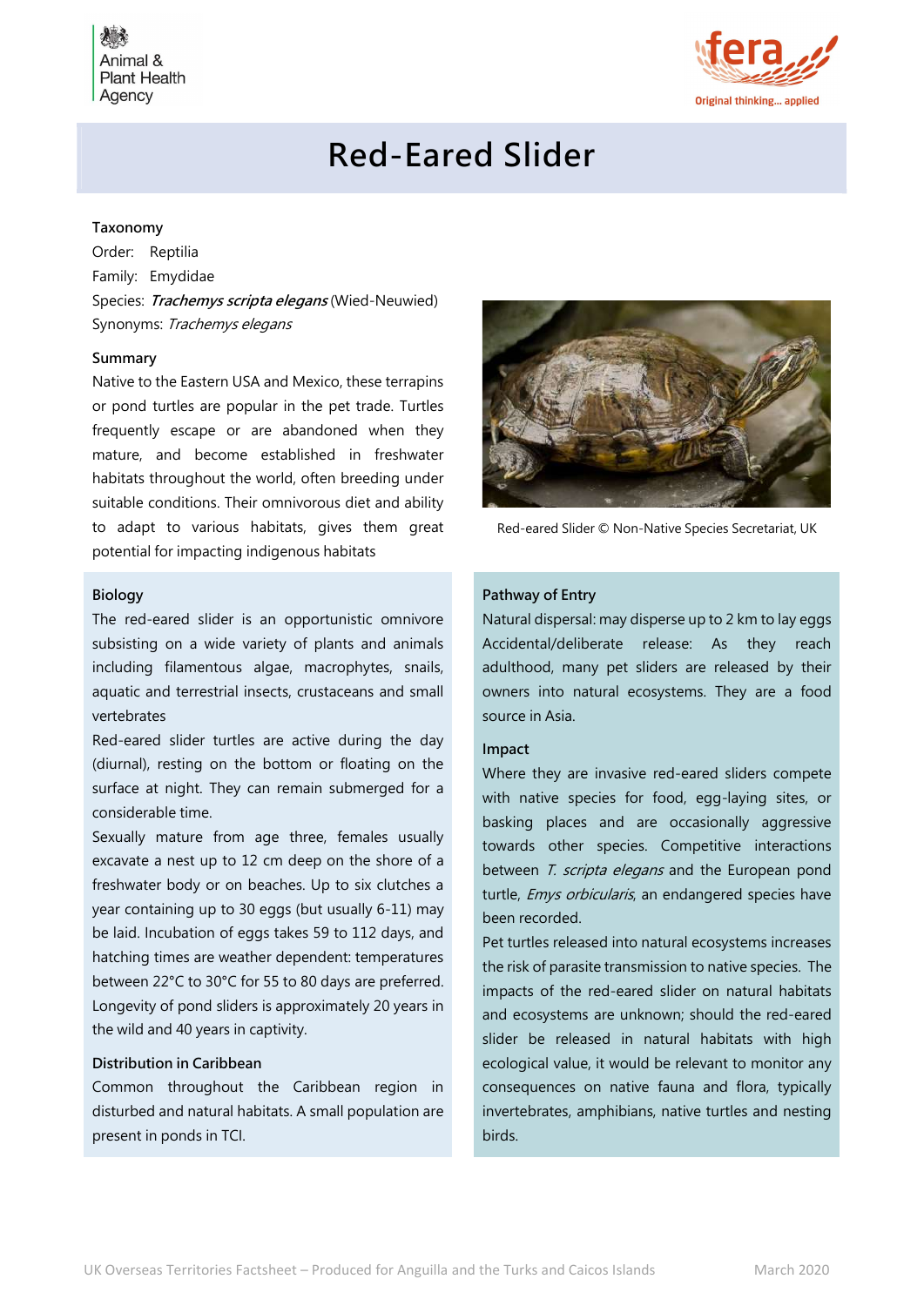# Red-Eared Slider

### Taxonomy

Order: Reptilia

Family: Emydidae

Species: ***Trachemys scripta elegans*** (Wied-Neuwied)

Synonyms: *Trachemys elegans*

### Summary

Native to the Eastern USA and Mexico, these terrapins or pond turtles are popular in the pet trade. Turtles frequently escape or are abandoned when they mature, and become established in freshwater habitats throughout the world, often breeding under suitable conditions. Their omnivorous diet and ability to adapt to various habitats, gives them great potential for impacting indigenous habitats

Red-eared Slider © Non-Native Species Secretariat, UK

### Biology

The red-eared slider is an opportunistic omnivore subsisting on a wide variety of plants and animals including filamentous algae, macrophytes, snails, aquatic and terrestrial insects, crustaceans and small vertebrates

Red-eared slider turtles are active during the day (diurnal), resting on the bottom or floating on the surface at night. They can remain submerged for a considerable time.

Sexually mature from age three, females usually excavate a nest up to 12 cm deep on the shore of a freshwater body or on beaches. Up to six clutches a year containing up to 30 eggs (but usually 6-11) may be laid. Incubation of eggs takes 59 to 112 days, and hatching times are weather dependent: temperatures between 22°C to 30°C for 55 to 80 days are preferred. Longevity of pond sliders is approximately 20 years in the wild and 40 years in captivity.

### Distribution in Caribbean

Common throughout the Caribbean region in disturbed and natural habitats. A small population are present in ponds in TCI.

### Pathway of Entry

Natural dispersal: may disperse up to 2 km to lay eggs

Accidental/deliberate release: As they reach adulthood, many pet sliders are released by their owners into natural ecosystems. They are a food source in Asia.

### Impact

Where they are invasive red-eared sliders compete with native species for food, egg-laying sites, or basking places and are occasionally aggressive towards other species. Competitive interactions between *T. scripta elegans* and the European pond turtle, *Emys orbicularis*, an endangered species have been recorded.

Pet turtles released into natural ecosystems increases the risk of parasite transmission to native species. The impacts of the red-eared slider on natural habitats and ecosystems are unknown; should the red-eared slider be released in natural habitats with high ecological value, it would be relevant to monitor any consequences on native fauna and flora, typically invertebrates, amphibians, native turtles and nesting birds.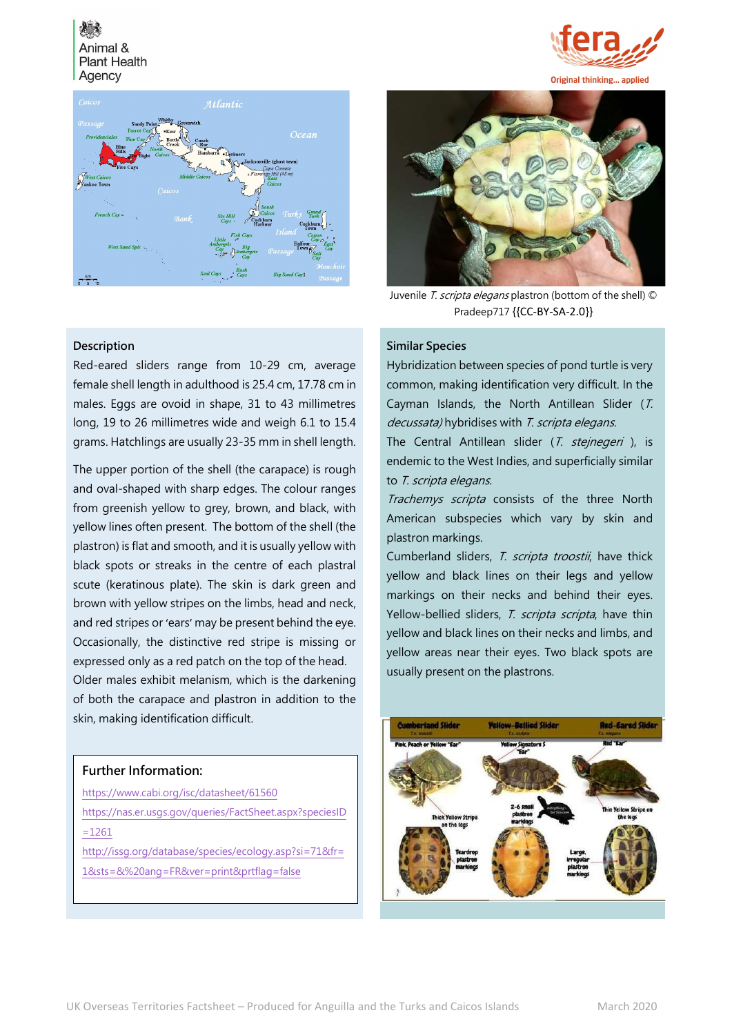Juvenile *T. scripta elegans* plastron (bottom of the shell) © Pradeep717 {{CC-BY-SA-2.0}}

## Description

Red-eared sliders range from 10-29 cm, average female shell length in adulthood is 25.4 cm, 17.78 cm in males. Eggs are ovoid in shape, 31 to 43 millimetres long, 19 to 26 millimetres wide and weigh 6.1 to 15.4 grams. Hatchlings are usually 23-35 mm in shell length.

The upper portion of the shell (the carapace) is rough and oval-shaped with sharp edges. The colour ranges from greenish yellow to grey, brown, and black, with yellow lines often present. The bottom of the shell (the plastron) is flat and smooth, and it is usually yellow with black spots or streaks in the centre of each plastral scute (keratinous plate). The skin is dark green and brown with yellow stripes on the limbs, head and neck, and red stripes or 'ears' may be present behind the eye. Occasionally, the distinctive red stripe is missing or expressed only as a red patch on the top of the head. Older males exhibit melanism, which is the darkening of both the carapace and plastron in addition to the skin, making identification difficult.

## Further Information:

https://www.cabi.org/isc/datasheet/61560

https://nas.er.usgs.gov/queries/FactSheet.aspx?speciesID=1261

http://issg.org/database/species/ecology.asp?si=71&fr=1&sts=&%20ang=FR&ver=print&prtflag=false

## Similar Species

Hybridization between species of pond turtle is very common, making identification very difficult. In the Cayman Islands, the North Antillean Slider (*T. decussata)* hybridises with *T. scripta elegans.*

The Central Antillean slider (*T. stejnegeri* ), is endemic to the West Indies, and superficially similar to *T. scripta elegans.*

*Trachemys scripta* consists of the three North American subspecies which vary by skin and plastron markings.

Cumberland sliders, *T. scripta troostii*, have thick yellow and black lines on their legs and yellow markings on their necks and behind their eyes. Yellow-bellied sliders, *T. scripta scripta*, have thin yellow and black lines on their necks and limbs, and yellow areas near their eyes. Two black spots are usually present on the plastrons.